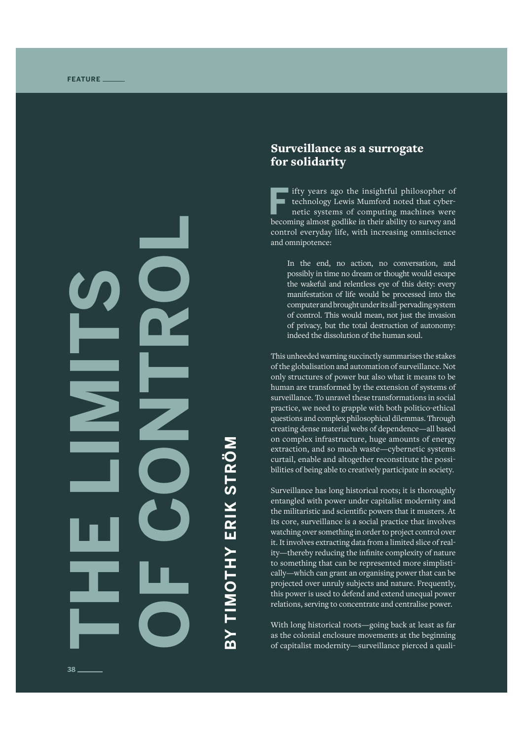# THE LIMITS OF CONTROL

**BY TIMOTHY ERIK STRÖM**

## Surveillance as a surrogate for solidarity

Fifty years ago the insightful philosopher of technology Lewis Mumford noted that cybernetic systems of computing machines were becoming almost godlike in their ability to survey and control everyday life, with increasing omniscience and omnipotence:

> In the end, no action, no conversation, and possibly in time no dream or thought would escape the wakeful and relentless eye of this deity: every manifestation of life would be processed into the computer and brought under its all-pervading system of control. This would mean, not just the invasion of privacy, but the total destruction of autonomy: indeed the dissolution of the human soul.

This unheeded warning succinctly summarises the stakes of the globalisation and automation of surveillance. Not only structures of power but also what it means to be human are transformed by the extension of systems of surveillance. To unravel these transformations in social practice, we need to grapple with both politico-ethical questions and complex philosophical dilemmas. Through creating dense material webs of dependence—all based on complex infrastructure, huge amounts of energy extraction, and so much waste—cybernetic systems curtail, enable and altogether reconstitute the possibilities of being able to creatively participate in society.

Surveillance has long historical roots; it is thoroughly entangled with power under capitalist modernity and the militaristic and scientific powers that it musters. At its core, surveillance is a social practice that involves watching over something in order to project control over it. It involves extracting data from a limited slice of reality—thereby reducing the infinite complexity of nature to something that can be represented more simplistically—which can grant an organising power that can be projected over unruly subjects and nature. Frequently, this power is used to defend and extend unequal power relations, serving to concentrate and centralise power.

With long historical roots—going back at least as far as the colonial enclosure movements at the beginning of capitalist modernity—surveillance pierced a quali-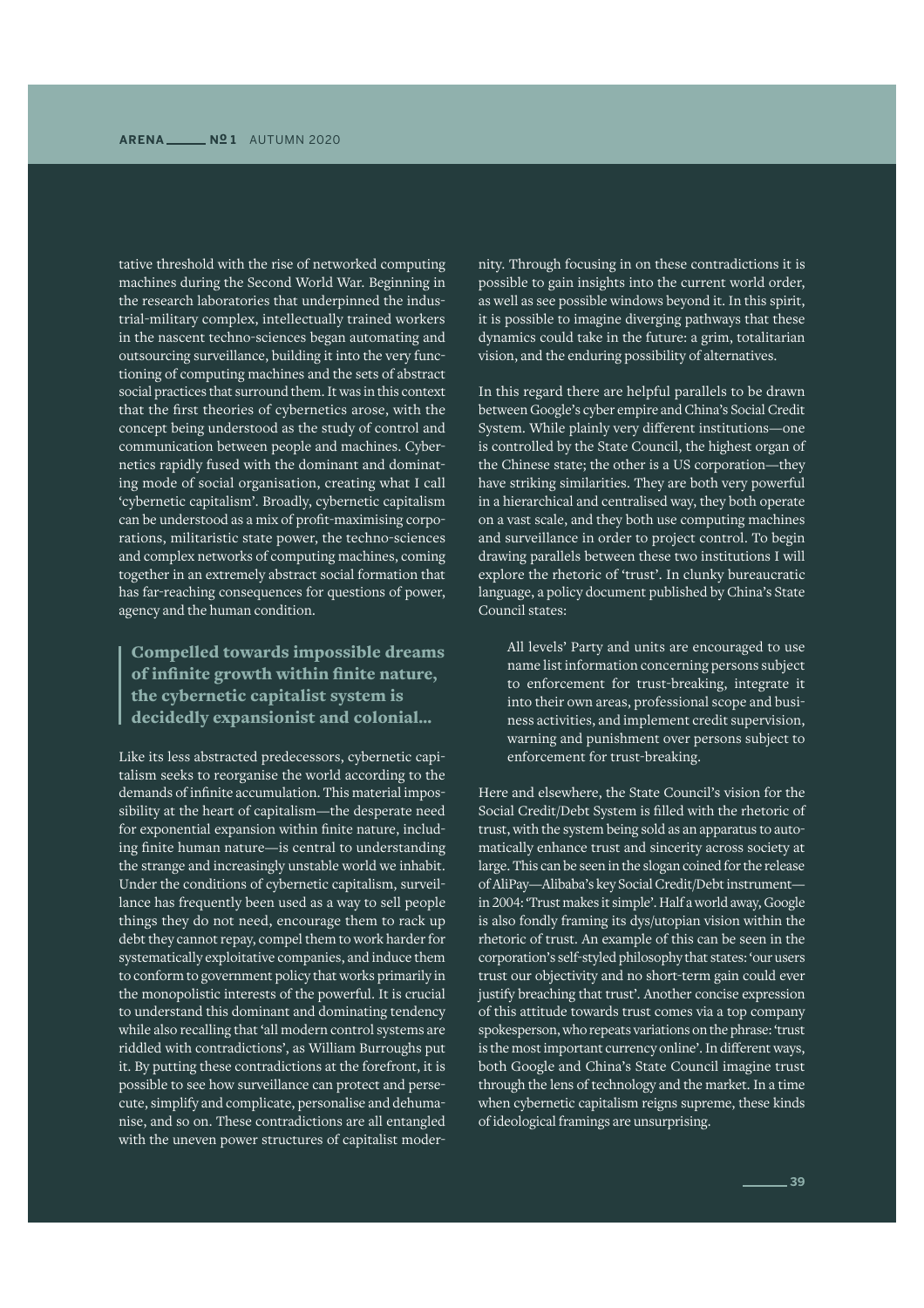tative threshold with the rise of networked computing machines during the Second World War. Beginning in the research laboratories that underpinned the industrial-military complex, intellectually trained workers in the nascent techno-sciences began automating and outsourcing surveillance, building it into the very functioning of computing machines and the sets of abstract social practices that surround them. It was in this context that the first theories of cybernetics arose, with the concept being understood as the study of control and communication between people and machines. Cybernetics rapidly fused with the dominant and dominating mode of social organisation, creating what I call 'cybernetic capitalism'. Broadly, cybernetic capitalism can be understood as a mix of profit-maximising corporations, militaristic state power, the techno-sciences and complex networks of computing machines, coming together in an extremely abstract social formation that has far-reaching consequences for questions of power, agency and the human condition.

> **Compelled towards impossible dreams of infinite growth within finite nature, the cybernetic capitalist system is decidedly expansionist and colonial…**

Like its less abstracted predecessors, cybernetic capitalism seeks to reorganise the world according to the demands of infinite accumulation. This material impossibility at the heart of capitalism—the desperate need for exponential expansion within finite nature, including finite human nature—is central to understanding the strange and increasingly unstable world we inhabit. Under the conditions of cybernetic capitalism, surveillance has frequently been used as a way to sell people things they do not need, encourage them to rack up debt they cannot repay, compel them to work harder for systematically exploitative companies, and induce them to conform to government policy that works primarily in the monopolistic interests of the powerful. It is crucial to understand this dominant and dominating tendency while also recalling that 'all modern control systems are riddled with contradictions', as William Burroughs put it. By putting these contradictions at the forefront, it is possible to see how surveillance can protect and persecute, simplify and complicate, personalise and dehumanise, and so on. These contradictions are all entangled with the uneven power structures of capitalist modernity. Through focusing in on these contradictions it is possible to gain insights into the current world order, as well as see possible windows beyond it. In this spirit, it is possible to imagine diverging pathways that these dynamics could take in the future: a grim, totalitarian vision, and the enduring possibility of alternatives.

In this regard there are helpful parallels to be drawn between Google's cyber empire and China's Social Credit System. While plainly very different institutions—one is controlled by the State Council, the highest organ of the Chinese state; the other is a US corporation—they have striking similarities. They are both very powerful in a hierarchical and centralised way, they both operate on a vast scale, and they both use computing machines and surveillance in order to project control. To begin drawing parallels between these two institutions I will explore the rhetoric of 'trust'. In clunky bureaucratic language, a policy document published by China's State Council states:

> All levels' Party and units are encouraged to use name list information concerning persons subject to enforcement for trust-breaking, integrate it into their own areas, professional scope and business activities, and implement credit supervision, warning and punishment over persons subject to enforcement for trust-breaking.

Here and elsewhere, the State Council's vision for the Social Credit/Debt System is filled with the rhetoric of trust, with the system being sold as an apparatus to automatically enhance trust and sincerity across society at large. This can be seen in the slogan coined for the release of AliPay—Alibaba's key Social Credit/Debt instrument—in 2004: 'Trust makes it simple'. Half a world away, Google is also fondly framing its dys/utopian vision within the rhetoric of trust. An example of this can be seen in the corporation's self-styled philosophy that states: 'our users trust our objectivity and no short-term gain could ever justify breaching that trust'. Another concise expression of this attitude towards trust comes via a top company spokesperson, who repeats variations on the phrase: 'trust is the most important currency online'. In different ways, both Google and China's State Council imagine trust through the lens of technology and the market. In a time when cybernetic capitalism reigns supreme, these kinds of ideological framings are unsurprising.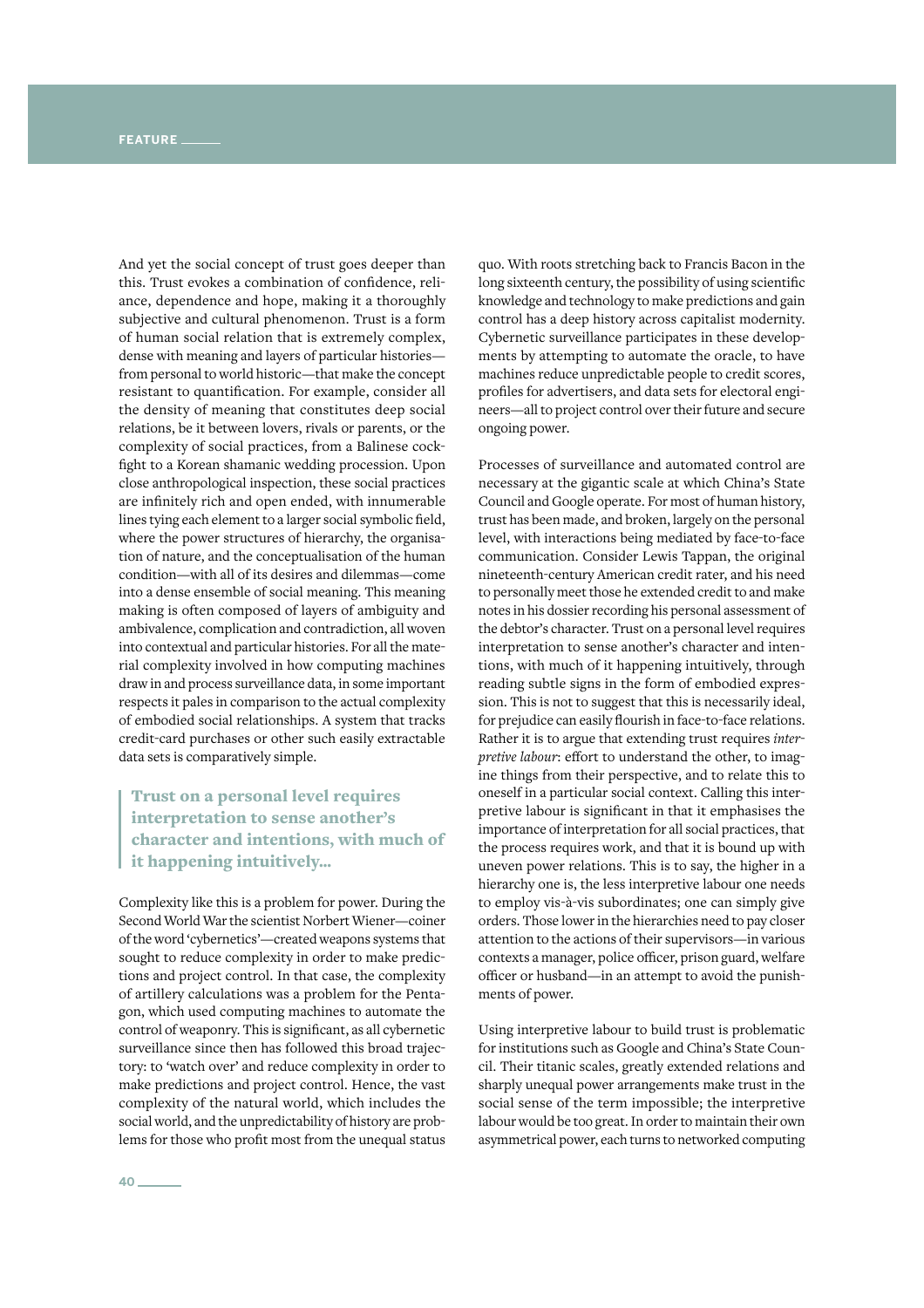And yet the social concept of trust goes deeper than this. Trust evokes a combination of confidence, reliance, dependence and hope, making it a thoroughly subjective and cultural phenomenon. Trust is a form of human social relation that is extremely complex, dense with meaning and layers of particular histories—from personal to world historic—that make the concept resistant to quantification. For example, consider all the density of meaning that constitutes deep social relations, be it between lovers, rivals or parents, or the complexity of social practices, from a Balinese cockfight to a Korean shamanic wedding procession. Upon close anthropological inspection, these social practices are infinitely rich and open ended, with innumerable lines tying each element to a larger social symbolic field, where the power structures of hierarchy, the organisation of nature, and the conceptualisation of the human condition—with all of its desires and dilemmas—come into a dense ensemble of social meaning. This meaning making is often composed of layers of ambiguity and ambivalence, complication and contradiction, all woven into contextual and particular histories. For all the material complexity involved in how computing machines draw in and process surveillance data, in some important respects it pales in comparison to the actual complexity of embodied social relationships. A system that tracks credit-card purchases or other such easily extractable data sets is comparatively simple.

> **Trust on a personal level requires interpretation to sense another's character and intentions, with much of it happening intuitively...**

Complexity like this is a problem for power. During the Second World War the scientist Norbert Wiener—coiner of the word 'cybernetics'—created weapons systems that sought to reduce complexity in order to make predictions and project control. In that case, the complexity of artillery calculations was a problem for the Pentagon, which used computing machines to automate the control of weaponry. This is significant, as all cybernetic surveillance since then has followed this broad trajectory: to 'watch over' and reduce complexity in order to make predictions and project control. Hence, the vast complexity of the natural world, which includes the social world, and the unpredictability of history are problems for those who profit most from the unequal status quo. With roots stretching back to Francis Bacon in the long sixteenth century, the possibility of using scientific knowledge and technology to make predictions and gain control has a deep history across capitalist modernity. Cybernetic surveillance participates in these developments by attempting to automate the oracle, to have machines reduce unpredictable people to credit scores, profiles for advertisers, and data sets for electoral engineers—all to project control over their future and secure ongoing power.

Processes of surveillance and automated control are necessary at the gigantic scale at which China's State Council and Google operate. For most of human history, trust has been made, and broken, largely on the personal level, with interactions being mediated by face-to-face communication. Consider Lewis Tappan, the original nineteenth-century American credit rater, and his need to personally meet those he extended credit to and make notes in his dossier recording his personal assessment of the debtor's character. Trust on a personal level requires interpretation to sense another's character and intentions, with much of it happening intuitively, through reading subtle signs in the form of embodied expression. This is not to suggest that this is necessarily ideal, for prejudice can easily flourish in face-to-face relations. Rather it is to argue that extending trust requires *interpretive labour*: effort to understand the other, to imagine things from their perspective, and to relate this to oneself in a particular social context. Calling this interpretive labour is significant in that it emphasises the importance of interpretation for all social practices, that the process requires work, and that it is bound up with uneven power relations. This is to say, the higher in a hierarchy one is, the less interpretive labour one needs to employ vis-à-vis subordinates; one can simply give orders. Those lower in the hierarchies need to pay closer attention to the actions of their supervisors—in various contexts a manager, police officer, prison guard, welfare officer or husband—in an attempt to avoid the punishments of power.

Using interpretive labour to build trust is problematic for institutions such as Google and China's State Council. Their titanic scales, greatly extended relations and sharply unequal power arrangements make trust in the social sense of the term impossible; the interpretive labour would be too great. In order to maintain their own asymmetrical power, each turns to networked computing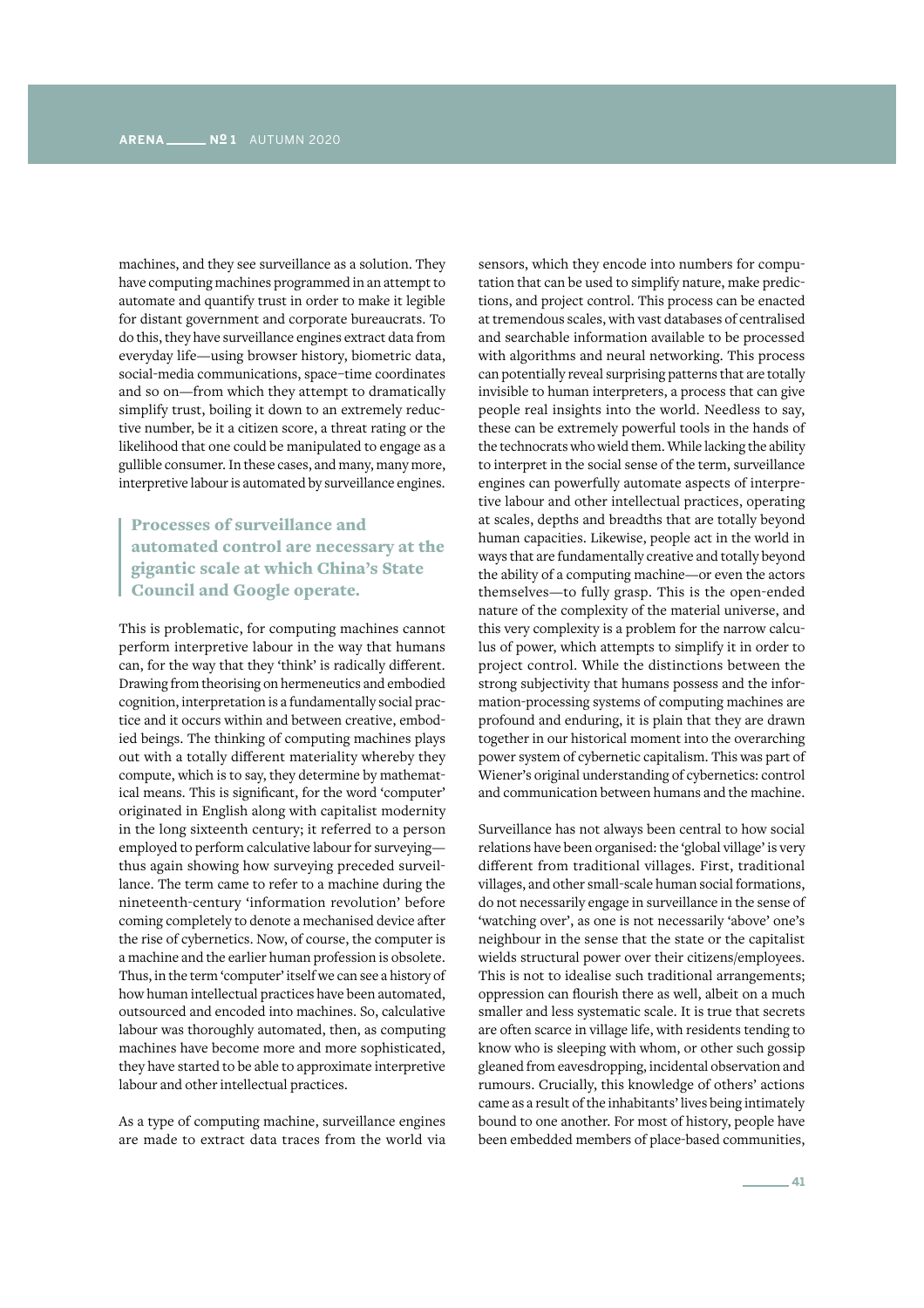machines, and they see surveillance as a solution. They have computing machines programmed in an attempt to automate and quantify trust in order to make it legible for distant government and corporate bureaucrats. To do this, they have surveillance engines extract data from everyday life—using browser history, biometric data, social-media communications, space–time coordinates and so on—from which they attempt to dramatically simplify trust, boiling it down to an extremely reductive number, be it a citizen score, a threat rating or the likelihood that one could be manipulated to engage as a gullible consumer. In these cases, and many, many more, interpretive labour is automated by surveillance engines.

> **Processes of surveillance and automated control are necessary at the gigantic scale at which China's State Council and Google operate.**

This is problematic, for computing machines cannot perform interpretive labour in the way that humans can, for the way that they 'think' is radically different. Drawing from theorising on hermeneutics and embodied cognition, interpretation is a fundamentally social practice and it occurs within and between creative, embodied beings. The thinking of computing machines plays out with a totally different materiality whereby they compute, which is to say, they determine by mathematical means. This is significant, for the word 'computer' originated in English along with capitalist modernity in the long sixteenth century; it referred to a person employed to perform calculative labour for surveying—thus again showing how surveying preceded surveillance. The term came to refer to a machine during the nineteenth-century 'information revolution' before coming completely to denote a mechanised device after the rise of cybernetics. Now, of course, the computer is a machine and the earlier human profession is obsolete. Thus, in the term 'computer' itself we can see a history of how human intellectual practices have been automated, outsourced and encoded into machines. So, calculative labour was thoroughly automated, then, as computing machines have become more and more sophisticated, they have started to be able to approximate interpretive labour and other intellectual practices.

As a type of computing machine, surveillance engines are made to extract data traces from the world via sensors, which they encode into numbers for computation that can be used to simplify nature, make predictions, and project control. This process can be enacted at tremendous scales, with vast databases of centralised and searchable information available to be processed with algorithms and neural networking. This process can potentially reveal surprising patterns that are totally invisible to human interpreters, a process that can give people real insights into the world. Needless to say, these can be extremely powerful tools in the hands of the technocrats who wield them. While lacking the ability to interpret in the social sense of the term, surveillance engines can powerfully automate aspects of interpretive labour and other intellectual practices, operating at scales, depths and breadths that are totally beyond human capacities. Likewise, people act in the world in ways that are fundamentally creative and totally beyond the ability of a computing machine—or even the actors themselves—to fully grasp. This is the open-ended nature of the complexity of the material universe, and this very complexity is a problem for the narrow calculus of power, which attempts to simplify it in order to project control. While the distinctions between the strong subjectivity that humans possess and the information-processing systems of computing machines are profound and enduring, it is plain that they are drawn together in our historical moment into the overarching power system of cybernetic capitalism. This was part of Wiener's original understanding of cybernetics: control and communication between humans and the machine.

Surveillance has not always been central to how social relations have been organised: the 'global village' is very different from traditional villages. First, traditional villages, and other small-scale human social formations, do not necessarily engage in surveillance in the sense of 'watching over', as one is not necessarily 'above' one's neighbour in the sense that the state or the capitalist wields structural power over their citizens/employees. This is not to idealise such traditional arrangements; oppression can flourish there as well, albeit on a much smaller and less systematic scale. It is true that secrets are often scarce in village life, with residents tending to know who is sleeping with whom, or other such gossip gleaned from eavesdropping, incidental observation and rumours. Crucially, this knowledge of others' actions came as a result of the inhabitants' lives being intimately bound to one another. For most of history, people have been embedded members of place-based communities,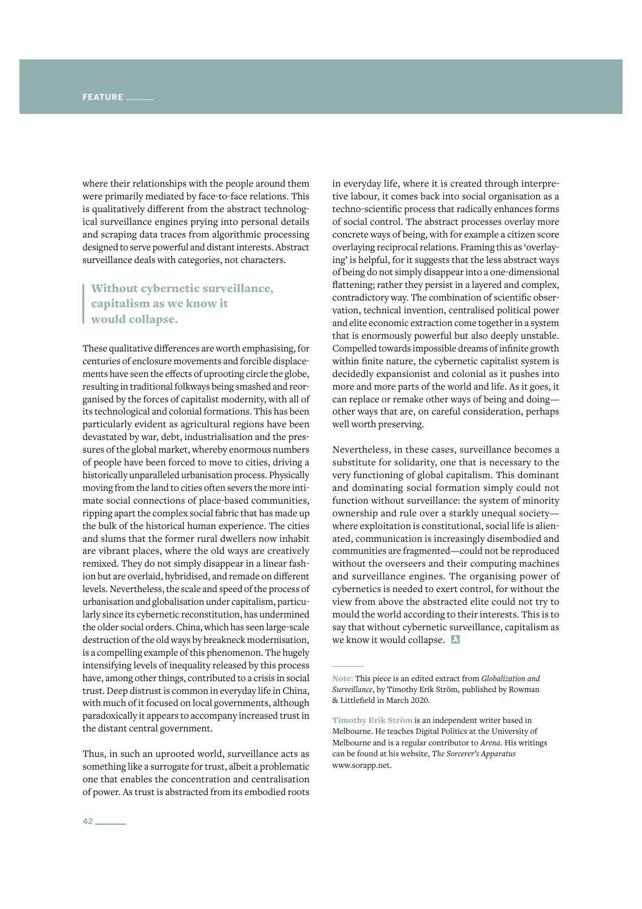where their relationships with the people around them were primarily mediated by face-to-face relations. This is qualitatively different from the abstract technological surveillance engines prying into personal details and scraping data traces from algorithmic processing designed to serve powerful and distant interests. Abstract surveillance deals with categories, not characters.

> **Without cybernetic surveillance, capitalism as we know it would collapse.**

These qualitative differences are worth emphasising, for centuries of enclosure movements and forcible displacements have seen the effects of uprooting circle the globe, resulting in traditional folkways being smashed and reorganised by the forces of capitalist modernity, with all of its technological and colonial formations. This has been particularly evident as agricultural regions have been devastated by war, debt, industrialisation and the pressures of the global market, whereby enormous numbers of people have been forced to move to cities, driving a historically unparalleled urbanisation process. Physically moving from the land to cities often severs the more intimate social connections of place-based communities, ripping apart the complex social fabric that has made up the bulk of the historical human experience. The cities and slums that the former rural dwellers now inhabit are vibrant places, where the old ways are creatively remixed. They do not simply disappear in a linear fashion but are overlaid, hybridised, and remade on different levels. Nevertheless, the scale and speed of the process of urbanisation and globalisation under capitalism, particularly since its cybernetic reconstitution, has undermined the older social orders. China, which has seen large-scale destruction of the old ways by breakneck modernisation, is a compelling example of this phenomenon. The hugely intensifying levels of inequality released by this process have, among other things, contributed to a crisis in social trust. Deep distrust is common in everyday life in China, with much of it focused on local governments, although paradoxically it appears to accompany increased trust in the distant central government.

Thus, in such an uprooted world, surveillance acts as something like a surrogate for trust, albeit a problematic one that enables the concentration and centralisation of power. As trust is abstracted from its embodied roots in everyday life, where it is created through interpretive labour, it comes back into social organisation as a techno-scientific process that radically enhances forms of social control. The abstract processes overlay more concrete ways of being, with for example a citizen score overlaying reciprocal relations. Framing this as 'overlaying' is helpful, for it suggests that the less abstract ways of being do not simply disappear into a one-dimensional flattening; rather they persist in a layered and complex, contradictory way. The combination of scientific observation, technical invention, centralised political power and elite economic extraction come together in a system that is enormously powerful but also deeply unstable. Compelled towards impossible dreams of infinite growth within finite nature, the cybernetic capitalist system is decidedly expansionist and colonial as it pushes into more and more parts of the world and life. As it goes, it can replace or remake other ways of being and doing—other ways that are, on careful consideration, perhaps well worth preserving.

Nevertheless, in these cases, surveillance becomes a substitute for solidarity, one that is necessary to the very functioning of global capitalism. This dominant and dominating social formation simply could not function without surveillance: the system of minority ownership and rule over a starkly unequal society—where exploitation is constitutional, social life is alienated, communication is increasingly disembodied and communities are fragmented—could not be reproduced without the overseers and their computing machines and surveillance engines. The organising power of cybernetics is needed to exert control, for without the view from above the abstracted elite could not try to mould the world according to their interests. This is to say that without cybernetic surveillance, capitalism as we know it would collapse.

---

**Note:** This piece is an edited extract from *Globalization and Surveillance*, by Timothy Erik Ström, published by Rowman & Littlefield in March 2020.

**Timothy Erik Ström** is an independent writer based in Melbourne. He teaches Digital Politics at the University of Melbourne and is a regular contributor to *Arena*. His writings can be found at his website, *The Sorcerer's Apparatus* www.sorapp.net.